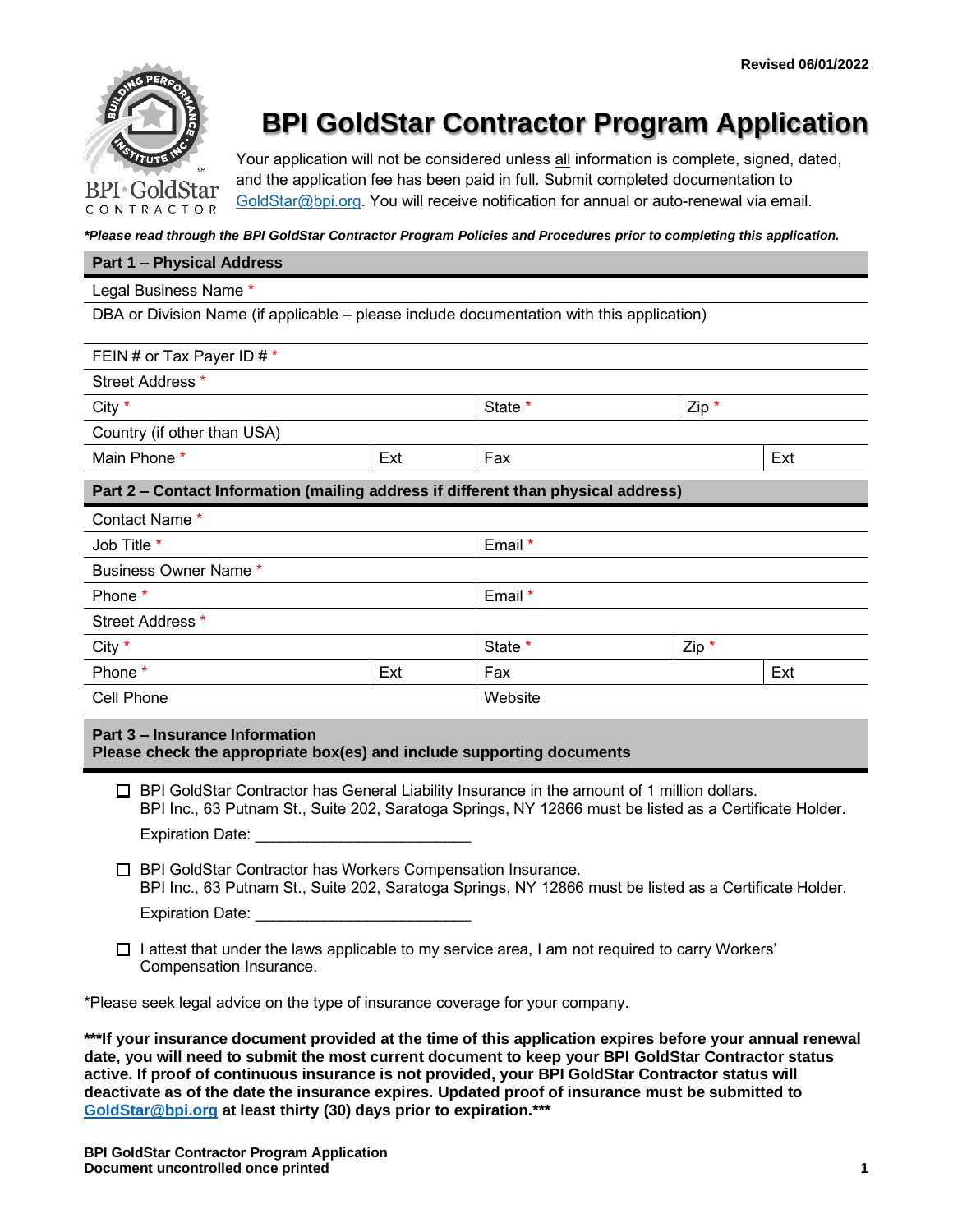Revised 06/01/2022

# BPI GoldStar Contractor Program Application

Your application will not be considered unless all information is complete, signed, dated, and the application fee has been paid in full. Submit completed documentation to GoldStar@bpi.org. You will receive notification for annual or auto-renewal via email.

***Please read through the BPI GoldStar Contractor Program Policies and Procedures prior to completing this application.***

## Part 1 – Physical Address

| | | | | |
|---|---|---|---|---|
| Legal Business Name * | | | | |
| DBA or Division Name (if applicable – please include documentation with this application) | | | | |
| FEIN # or Tax Payer ID # * | | | | |
| Street Address * | | | | |
| City * | | State * | Zip * | |
| Country (if other than USA) | | | | |
| Main Phone * | Ext | Fax | | Ext |

## Part 2 – Contact Information (mailing address if different than physical address)

| | | | | |
|---|---|---|---|---|
| Contact Name * | | | | |
| Job Title * | | Email * | | |
| Business Owner Name * | | | | |
| Phone * | | Email * | | |
| Street Address * | | | | |
| City * | | State * | Zip * | |
| Phone * | Ext | Fax | | Ext |
| Cell Phone | | Website | | |

## Part 3 – Insurance Information

**Please check the appropriate box(es) and include supporting documents**

- ☐ BPI GoldStar Contractor has General Liability Insurance in the amount of 1 million dollars.
  BPI Inc., 63 Putnam St., Suite 202, Saratoga Springs, NY 12866 must be listed as a Certificate Holder.
  Expiration Date: ________________________

- ☐ BPI GoldStar Contractor has Workers Compensation Insurance.
  BPI Inc., 63 Putnam St., Suite 202, Saratoga Springs, NY 12866 must be listed as a Certificate Holder.
  Expiration Date: ________________________

- ☐ I attest that under the laws applicable to my service area, I am not required to carry Workers' Compensation Insurance.

*Please seek legal advice on the type of insurance coverage for your company.

*****If your insurance document provided at the time of this application expires before your annual renewal date, you will need to submit the most current document to keep your BPI GoldStar Contractor status active. If proof of continuous insurance is not provided, your BPI GoldStar Contractor status will deactivate as of the date the insurance expires. Updated proof of insurance must be submitted to GoldStar@bpi.org at least thirty (30) days prior to expiration.*****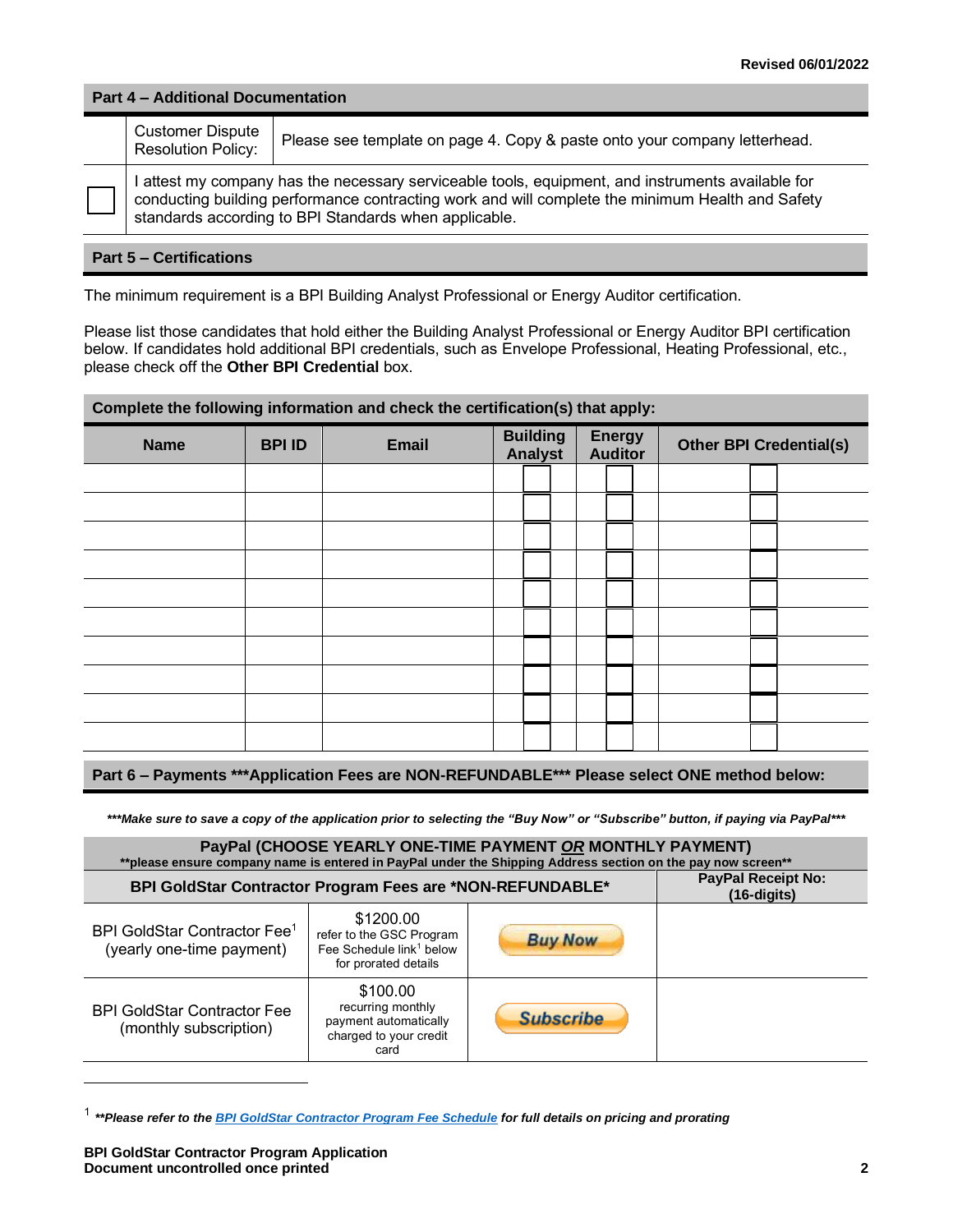Revised 06/01/2022

## Part 4 – Additional Documentation

| | | |
|---|---|---|
| | Customer Dispute Resolution Policy: | Please see template on page 4. Copy & paste onto your company letterhead. |
| ☐ | I attest my company has the necessary serviceable tools, equipment, and instruments available for conducting building performance contracting work and will complete the minimum Health and Safety standards according to BPI Standards when applicable. | |

## Part 5 – Certifications

The minimum requirement is a BPI Building Analyst Professional or Energy Auditor certification.

Please list those candidates that hold either the Building Analyst Professional or Energy Auditor BPI certification below. If candidates hold additional BPI credentials, such as Envelope Professional, Heating Professional, etc., please check off the **Other BPI Credential** box.

**Complete the following information and check the certification(s) that apply:**

| Name | BPI ID | Email | Building Analyst | Energy Auditor | Other BPI Credential(s) |
|---|---|---|---|---|---|
| | | | ☐ | ☐ | ☐ |
| | | | ☐ | ☐ | ☐ |
| | | | ☐ | ☐ | ☐ |
| | | | ☐ | ☐ | ☐ |
| | | | ☐ | ☐ | ☐ |
| | | | ☐ | ☐ | ☐ |
| | | | ☐ | ☐ | ☐ |
| | | | ☐ | ☐ | ☐ |
| | | | ☐ | ☐ | ☐ |
| | | | ☐ | ☐ | ☐ |

## Part 6 – Payments ***Application Fees are NON-REFUNDABLE*** Please select ONE method below:

****Make sure to save a copy of the application prior to selecting the "Buy Now" or "Subscribe" button, if paying via PayPal****

**PayPal (CHOOSE YEARLY ONE-TIME PAYMENT *OR* MONTHLY PAYMENT)**
****please ensure company name is entered in PayPal under the Shipping Address section on the pay now screen****

| BPI GoldStar Contractor Program Fees are *NON-REFUNDABLE* | | | PayPal Receipt No: (16-digits) |
|---|---|---|---|
| BPI GoldStar Contractor Fee[1] (yearly one-time payment) | $1200.00 refer to the GSC Program Fee Schedule link[1] below for prorated details | Buy Now | |
| BPI GoldStar Contractor Fee (monthly subscription) | $100.00 recurring monthly payment automatically charged to your credit card | Subscribe | |

[1] ***Please refer to the BPI GoldStar Contractor Program Fee Schedule for full details on pricing and prorating***

**BPI GoldStar Contractor Program Application**
**Document uncontrolled once printed**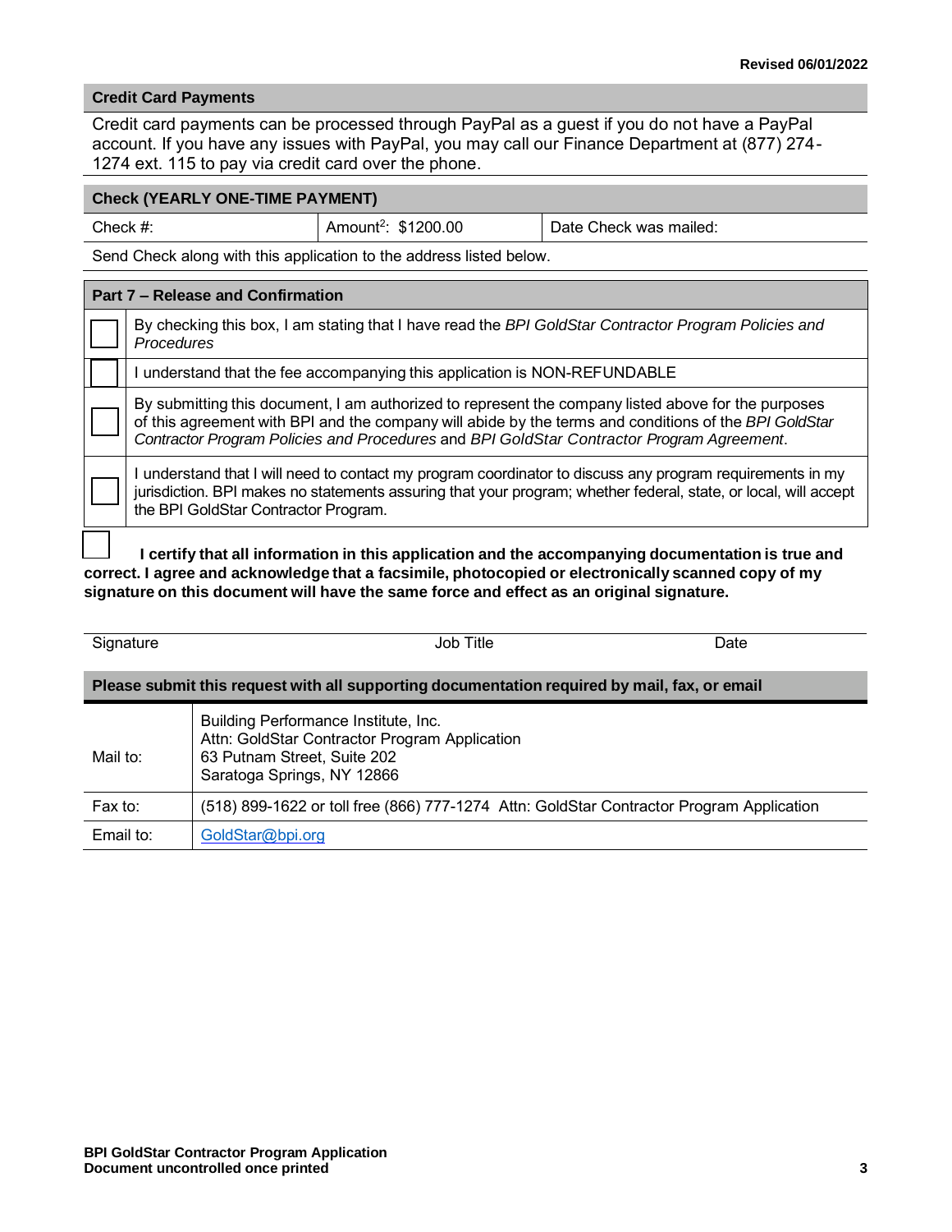Revised 06/01/2022

## Credit Card Payments

Credit card payments can be processed through PayPal as a guest if you do not have a PayPal account. If you have any issues with PayPal, you may call our Finance Department at (877) 274-1274 ext. 115 to pay via credit card over the phone.

## Check (YEARLY ONE-TIME PAYMENT)

| Check #: | Amount[2]: $1200.00 | Date Check was mailed: |
|---|---|---|

Send Check along with this application to the address listed below.

## Part 7 – Release and Confirmation

| | |
|---|---|
| ☐ | By checking this box, I am stating that I have read the *BPI GoldStar Contractor Program Policies and Procedures* |
| ☐ | I understand that the fee accompanying this application is NON-REFUNDABLE |
| ☐ | By submitting this document, I am authorized to represent the company listed above for the purposes of this agreement with BPI and the company will abide by the terms and conditions of the *BPI GoldStar Contractor Program Policies and Procedures* and *BPI GoldStar Contractor Program Agreement*. |
| ☐ | I understand that I will need to contact my program coordinator to discuss any program requirements in my jurisdiction. BPI makes no statements assuring that your program; whether federal, state, or local, will accept the BPI GoldStar Contractor Program. |

☐ **I certify that all information in this application and the accompanying documentation is true and correct. I agree and acknowledge that a facsimile, photocopied or electronically scanned copy of my signature on this document will have the same force and effect as an original signature.**

| Signature | Job Title | Date |
|---|---|---|

## Please submit this request with all supporting documentation required by mail, fax, or email

| | |
|---|---|
| Mail to: | Building Performance Institute, Inc.<br>Attn: GoldStar Contractor Program Application<br>63 Putnam Street, Suite 202<br>Saratoga Springs, NY 12866 |
| Fax to: | (518) 899-1622 or toll free (866) 777-1274 Attn: GoldStar Contractor Program Application |
| Email to: | GoldStar@bpi.org |

**BPI GoldStar Contractor Program Application**
**Document uncontrolled once printed**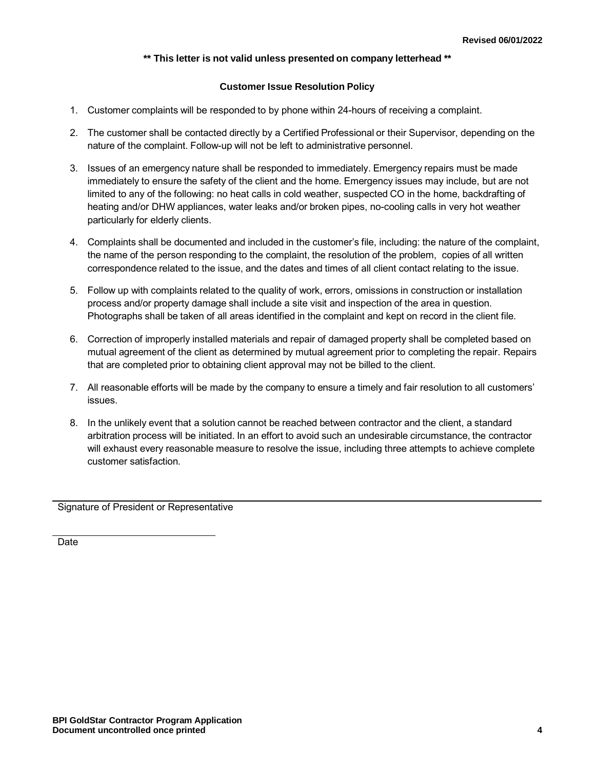Revised 06/01/2022

**\*\* This letter is not valid unless presented on company letterhead \*\***

## Customer Issue Resolution Policy

1. Customer complaints will be responded to by phone within 24-hours of receiving a complaint.
2. The customer shall be contacted directly by a Certified Professional or their Supervisor, depending on the nature of the complaint. Follow-up will not be left to administrative personnel.
3. Issues of an emergency nature shall be responded to immediately. Emergency repairs must be made immediately to ensure the safety of the client and the home. Emergency issues may include, but are not limited to any of the following: no heat calls in cold weather, suspected CO in the home, backdrafting of heating and/or DHW appliances, water leaks and/or broken pipes, no-cooling calls in very hot weather particularly for elderly clients.
4. Complaints shall be documented and included in the customer's file, including: the nature of the complaint, the name of the person responding to the complaint, the resolution of the problem, copies of all written correspondence related to the issue, and the dates and times of all client contact relating to the issue.
5. Follow up with complaints related to the quality of work, errors, omissions in construction or installation process and/or property damage shall include a site visit and inspection of the area in question. Photographs shall be taken of all areas identified in the complaint and kept on record in the client file.
6. Correction of improperly installed materials and repair of damaged property shall be completed based on mutual agreement of the client as determined by mutual agreement prior to completing the repair. Repairs that are completed prior to obtaining client approval may not be billed to the client.
7. All reasonable efforts will be made by the company to ensure a timely and fair resolution to all customers' issues.
8. In the unlikely event that a solution cannot be reached between contractor and the client, a standard arbitration process will be initiated. In an effort to avoid such an undesirable circumstance, the contractor will exhaust every reasonable measure to resolve the issue, including three attempts to achieve complete customer satisfaction.

\_\_\_\_\_\_\_\_\_\_\_\_\_\_\_\_\_\_\_\_\_\_\_\_\_\_\_\_\_\_\_\_\_\_\_\_\_\_\_\_
Signature of President or Representative

\_\_\_\_\_\_\_\_\_\_\_\_\_\_\_\_\_\_\_\_
Date

**BPI GoldStar Contractor Program Application**
**Document uncontrolled once printed**